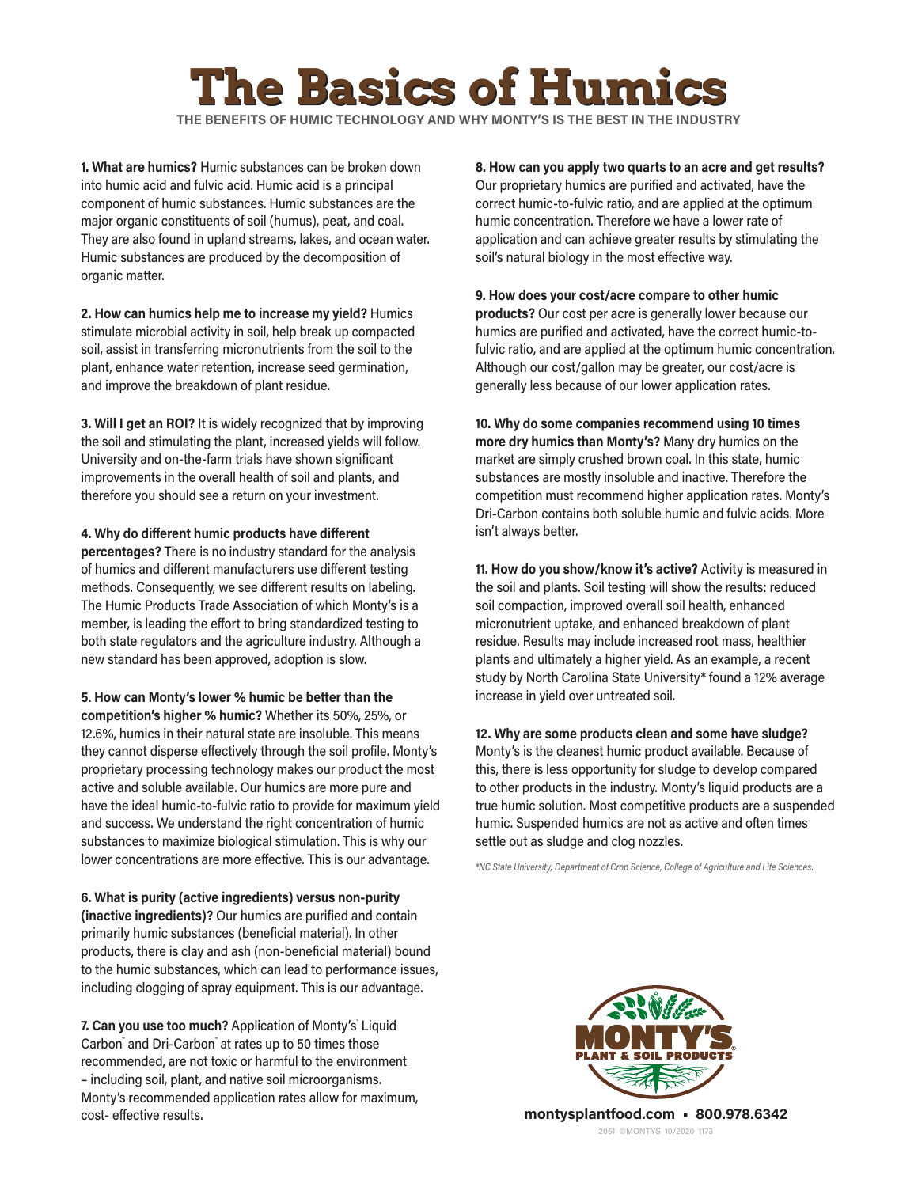# The Basics of Humics

**THE BENEFITS OF HUMIC TECHNOLOGY AND WHY MONTY'S IS THE BEST IN THE INDUSTRY**

**1. What are humics?** Humic substances can be broken down into humic acid and fulvic acid. Humic acid is a principal component of humic substances. Humic substances are the major organic constituents of soil (humus), peat, and coal. They are also found in upland streams, lakes, and ocean water. Humic substances are produced by the decomposition of organic matter.

**2. How can humics help me to increase my yield?** Humics stimulate microbial activity in soil, help break up compacted soil, assist in transferring micronutrients from the soil to the plant, enhance water retention, increase seed germination, and improve the breakdown of plant residue.

**3. Will I get an ROI?** It is widely recognized that by improving the soil and stimulating the plant, increased yields will follow. University and on-the-farm trials have shown significant improvements in the overall health of soil and plants, and therefore you should see a return on your investment.

**4. Why do different humic products have different percentages?** There is no industry standard for the analysis of humics and different manufacturers use different testing methods. Consequently, we see different results on labeling. The Humic Products Trade Association of which Monty's is a member, is leading the effort to bring standardized testing to both state regulators and the agriculture industry. Although a new standard has been approved, adoption is slow.

**5. How can Monty's lower % humic be better than the competition's higher % humic?** Whether its 50%, 25%, or 12.6%, humics in their natural state are insoluble. This means they cannot disperse effectively through the soil profile. Monty's proprietary processing technology makes our product the most active and soluble available. Our humics are more pure and have the ideal humic-to-fulvic ratio to provide for maximum yield and success. We understand the right concentration of humic substances to maximize biological stimulation. This is why our lower concentrations are more effective. This is our advantage.

**6. What is purity (active ingredients) versus non-purity (inactive ingredients)?** Our humics are purified and contain primarily humic substances (beneficial material). In other products, there is clay and ash (non-beneficial material) bound to the humic substances, which can lead to performance issues, including clogging of spray equipment. This is our advantage.

**7. Can you use too much?** Application of Monty's® Liquid Carbon™ and Dri-Carbon™ at rates up to 50 times those recommended, are not toxic or harmful to the environment – including soil, plant, and native soil microorganisms. Monty's recommended application rates allow for maximum, cost- effective results.

**8. How can you apply two quarts to an acre and get results?** Our proprietary humics are purified and activated, have the correct humic-to-fulvic ratio, and are applied at the optimum humic concentration. Therefore we have a lower rate of application and can achieve greater results by stimulating the soil's natural biology in the most effective way.

**9. How does your cost/acre compare to other humic products?** Our cost per acre is generally lower because our humics are purified and activated, have the correct humic-to-fulvic ratio, and are applied at the optimum humic concentration. Although our cost/gallon may be greater, our cost/acre is generally less because of our lower application rates.

**10. Why do some companies recommend using 10 times more dry humics than Monty's?** Many dry humics on the market are simply crushed brown coal. In this state, humic substances are mostly insoluble and inactive. Therefore the competition must recommend higher application rates. Monty's Dri-Carbon contains both soluble humic and fulvic acids. More isn't always better.

**11. How do you show/know it's active?** Activity is measured in the soil and plants. Soil testing will show the results: reduced soil compaction, improved overall soil health, enhanced micronutrient uptake, and enhanced breakdown of plant residue. Results may include increased root mass, healthier plants and ultimately a higher yield. As an example, a recent study by North Carolina State University* found a 12% average increase in yield over untreated soil.

**12. Why are some products clean and some have sludge?** Monty's is the cleanest humic product available. Because of this, there is less opportunity for sludge to develop compared to other products in the industry. Monty's liquid products are a true humic solution. Most competitive products are a suspended humic. Suspended humics are not as active and often times settle out as sludge and clog nozzles.

*\*NC State University, Department of Crop Science, College of Agriculture and Life Sciences.*

MONTY'S PLANT & SOIL PRODUCTS®

**montysplantfood.com ▪ 800.978.6342**

2051 ©MONTYS 10/2020 1173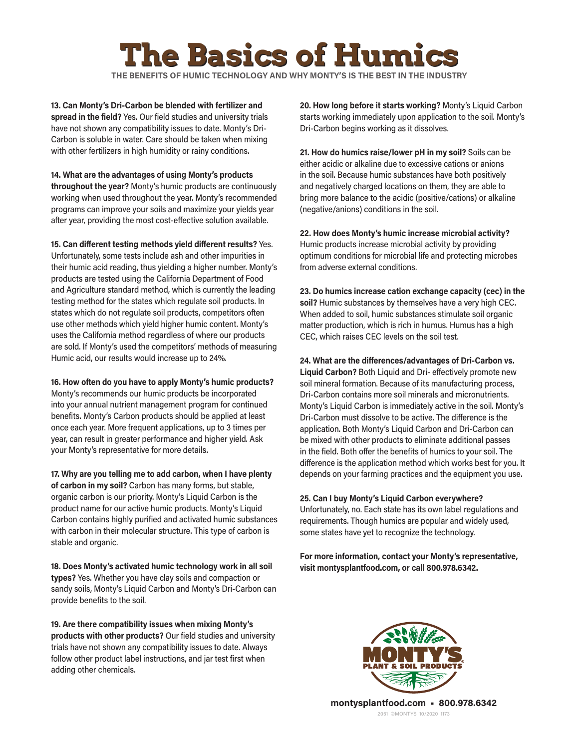# The Basics of Humics

**THE BENEFITS OF HUMIC TECHNOLOGY AND WHY MONTY'S IS THE BEST IN THE INDUSTRY**

**13. Can Monty's Dri-Carbon be blended with fertilizer and spread in the field?** Yes. Our field studies and university trials have not shown any compatibility issues to date. Monty's Dri-Carbon is soluble in water. Care should be taken when mixing with other fertilizers in high humidity or rainy conditions.

**14. What are the advantages of using Monty's products throughout the year?** Monty's humic products are continuously working when used throughout the year. Monty's recommended programs can improve your soils and maximize your yields year after year, providing the most cost-effective solution available.

**15. Can different testing methods yield different results?** Yes. Unfortunately, some tests include ash and other impurities in their humic acid reading, thus yielding a higher number. Monty's products are tested using the California Department of Food and Agriculture standard method, which is currently the leading testing method for the states which regulate soil products. In states which do not regulate soil products, competitors often use other methods which yield higher humic content. Monty's uses the California method regardless of where our products are sold. If Monty's used the competitors' methods of measuring Humic acid, our results would increase up to 24%.

**16. How often do you have to apply Monty's humic products?** Monty's recommends our humic products be incorporated into your annual nutrient management program for continued benefits. Monty's Carbon products should be applied at least once each year. More frequent applications, up to 3 times per year, can result in greater performance and higher yield. Ask your Monty's representative for more details.

**17. Why are you telling me to add carbon, when I have plenty of carbon in my soil?** Carbon has many forms, but stable, organic carbon is our priority. Monty's Liquid Carbon is the product name for our active humic products. Monty's Liquid Carbon contains highly purified and activated humic substances with carbon in their molecular structure. This type of carbon is stable and organic.

**18. Does Monty's activated humic technology work in all soil types?** Yes. Whether you have clay soils and compaction or sandy soils, Monty's Liquid Carbon and Monty's Dri-Carbon can provide benefits to the soil.

**19. Are there compatibility issues when mixing Monty's products with other products?** Our field studies and university trials have not shown any compatibility issues to date. Always follow other product label instructions, and jar test first when adding other chemicals.

**20. How long before it starts working?** Monty's Liquid Carbon starts working immediately upon application to the soil. Monty's Dri-Carbon begins working as it dissolves.

**21. How do humics raise/lower pH in my soil?** Soils can be either acidic or alkaline due to excessive cations or anions in the soil. Because humic substances have both positively and negatively charged locations on them, they are able to bring more balance to the acidic (positive/cations) or alkaline (negative/anions) conditions in the soil.

**22. How does Monty's humic increase microbial activity?** Humic products increase microbial activity by providing optimum conditions for microbial life and protecting microbes from adverse external conditions.

**23. Do humics increase cation exchange capacity (cec) in the soil?** Humic substances by themselves have a very high CEC. When added to soil, humic substances stimulate soil organic matter production, which is rich in humus. Humus has a high CEC, which raises CEC levels on the soil test.

**24. What are the differences/advantages of Dri-Carbon vs. Liquid Carbon?** Both Liquid and Dri- effectively promote new soil mineral formation. Because of its manufacturing process, Dri-Carbon contains more soil minerals and micronutrients. Monty's Liquid Carbon is immediately active in the soil. Monty's Dri-Carbon must dissolve to be active. The difference is the application. Both Monty's Liquid Carbon and Dri-Carbon can be mixed with other products to eliminate additional passes in the field. Both offer the benefits of humics to your soil. The difference is the application method which works best for you. It depends on your farming practices and the equipment you use.

**25. Can I buy Monty's Liquid Carbon everywhere?** Unfortunately, no. Each state has its own label regulations and requirements. Though humics are popular and widely used, some states have yet to recognize the technology.

**For more information, contact your Monty's representative, visit montysplantfood.com, or call 800.978.6342.**

MONTY'S PLANT & SOIL PRODUCTS

**montysplantfood.com ▪ 800.978.6342**

2051 ©MONTYS 10/2020 1173